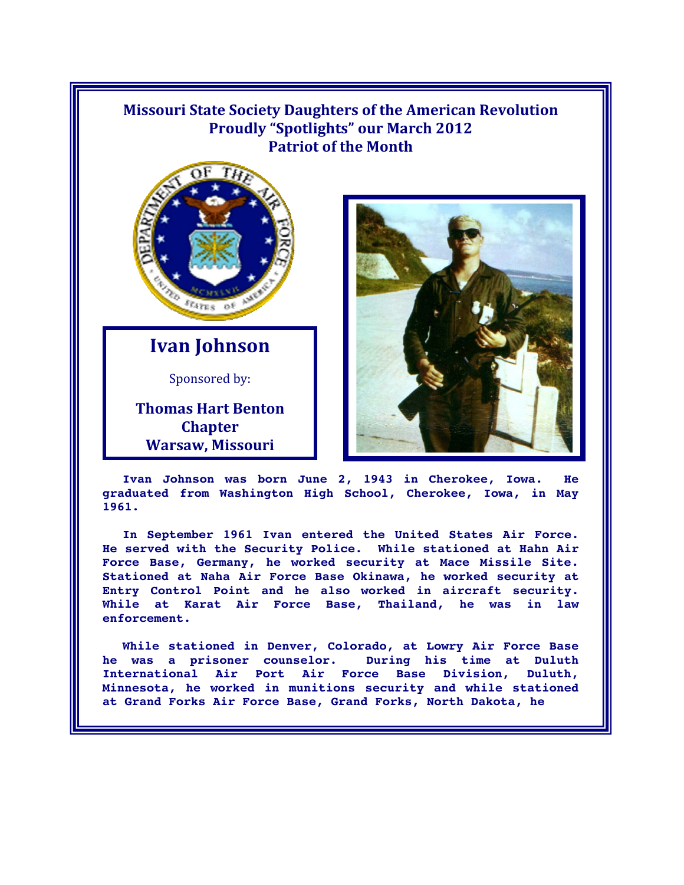# Missouri State Society Daughters of the American Revolution Proudly "Spotlights" our March 2012 Patriot of the Month

## Ivan Johnson

Sponsored by:

**Thomas Hart Benton Chapter**
**Warsaw, Missouri**

Ivan Johnson was born June 2, 1943 in Cherokee, Iowa. He graduated from Washington High School, Cherokee, Iowa, in May 1961.

In September 1961 Ivan entered the United States Air Force. He served with the Security Police. While stationed at Hahn Air Force Base, Germany, he worked security at Mace Missile Site. Stationed at Naha Air Force Base Okinawa, he worked security at Entry Control Point and he also worked in aircraft security. While at Karat Air Force Base, Thailand, he was in law enforcement.

While stationed in Denver, Colorado, at Lowry Air Force Base he was a prisoner counselor. During his time at Duluth International Air Port Air Force Base Division, Duluth, Minnesota, he worked in munitions security and while stationed at Grand Forks Air Force Base, Grand Forks, North Dakota, he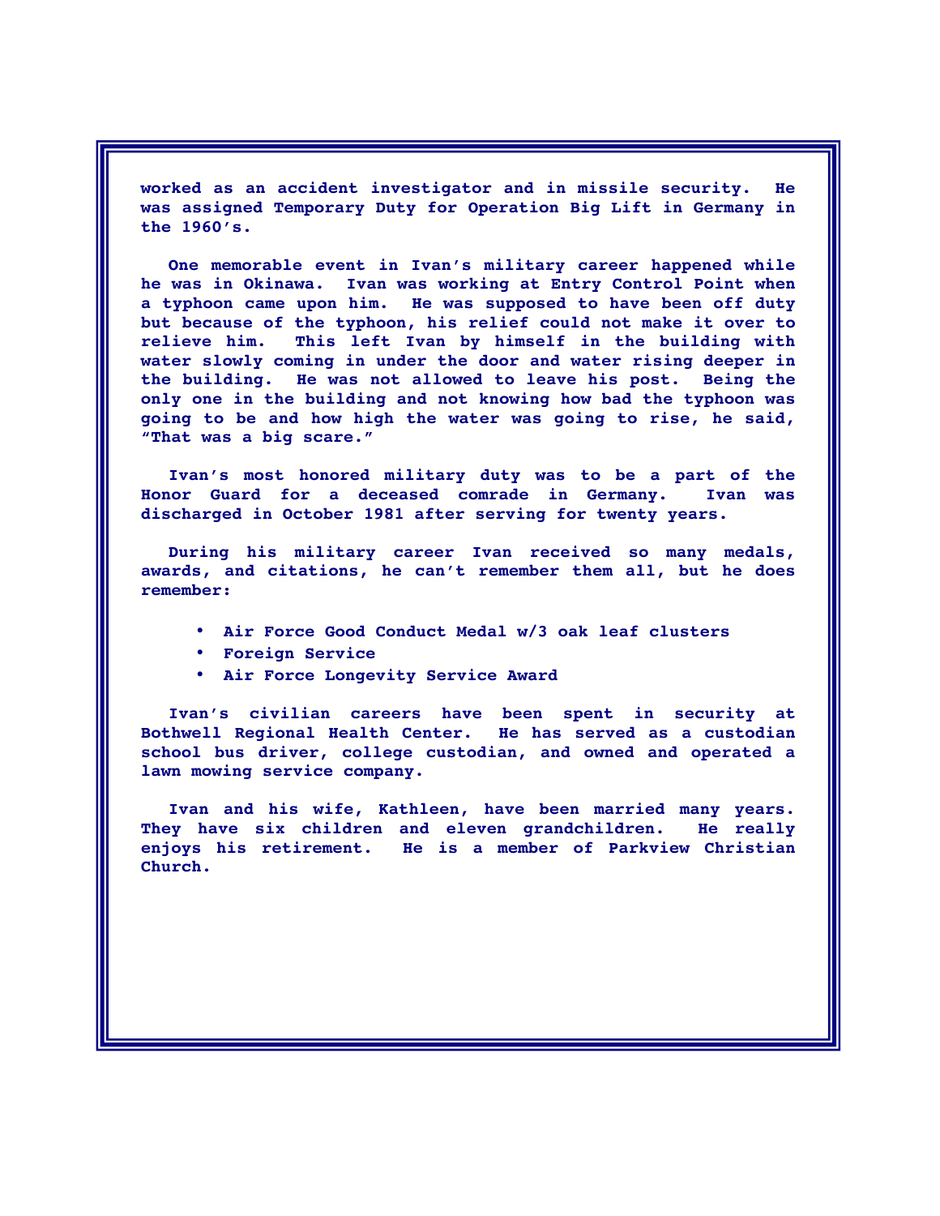worked as an accident investigator and in missile security. He was assigned Temporary Duty for Operation Big Lift in Germany in the 1960's.

One memorable event in Ivan's military career happened while he was in Okinawa. Ivan was working at Entry Control Point when a typhoon came upon him. He was supposed to have been off duty but because of the typhoon, his relief could not make it over to relieve him. This left Ivan by himself in the building with water slowly coming in under the door and water rising deeper in the building. He was not allowed to leave his post. Being the only one in the building and not knowing how bad the typhoon was going to be and how high the water was going to rise, he said, "That was a big scare."

Ivan's most honored military duty was to be a part of the Honor Guard for a deceased comrade in Germany. Ivan was discharged in October 1981 after serving for twenty years.

During his military career Ivan received so many medals, awards, and citations, he can't remember them all, but he does remember:

- Air Force Good Conduct Medal w/3 oak leaf clusters
- Foreign Service
- Air Force Longevity Service Award

Ivan's civilian careers have been spent in security at Bothwell Regional Health Center. He has served as a custodian school bus driver, college custodian, and owned and operated a lawn mowing service company.

Ivan and his wife, Kathleen, have been married many years. They have six children and eleven grandchildren. He really enjoys his retirement. He is a member of Parkview Christian Church.